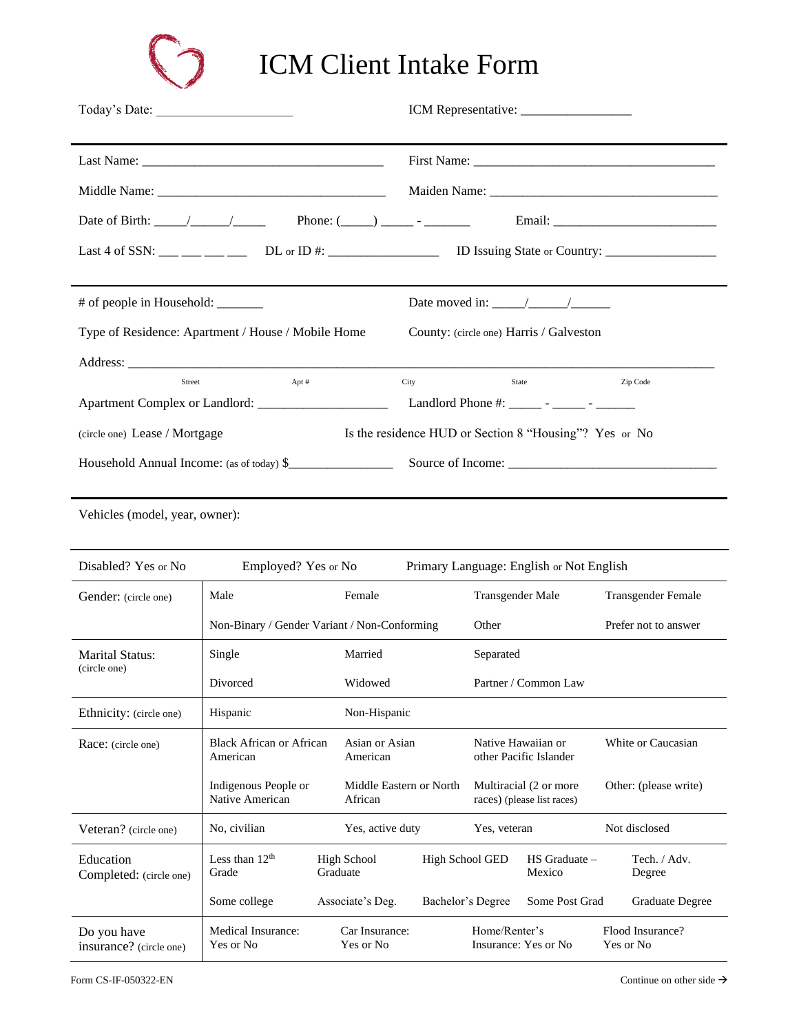# ICM Client Intake Form

Today's Date: ____________________ ICM Representative: ________________

---

Last Name: ____________________________________ First Name: ____________________________________

Middle Name: ___________________________________ Maiden Name: ___________________________________

Date of Birth: _____/______/_____ Phone: (_____) _____ - _______ Email: ________________________

Last 4 of SSN: ___ ___ ___ ___ DL or ID #: ________________ ID Issuing State or Country: ________________

---

\# of people in Household: _______ Date moved in: _____/______/______

Type of Residence: Apartment / House / Mobile Home County: (circle one) Harris / Galveston

Address: ________________________________________________________________________________

Street Apt # City State Zip Code

Apartment Complex or Landlord: ____________________ Landlord Phone #: _____ - _____ - ______

(circle one) Lease / Mortgage Is the residence HUD or Section 8 "Housing"? Yes or No

Household Annual Income: (as of today) $________________ Source of Income: ______________________________

---

Vehicles (model, year, owner):

---

| Disabled? Yes or No | Employed? Yes or No | Primary Language: English or Not English | | | |
|---|---|---|---|---|---|
| Gender: (circle one) | Male | Female | Transgender Male | Transgender Female | |
| | Non-Binary / Gender Variant / Non-Conforming | | Other | Prefer not to answer | |
| Marital Status: (circle one) | Single | Married | Separated | | |
| | Divorced | Widowed | Partner / Common Law | | |
| Ethnicity: (circle one) | Hispanic | Non-Hispanic | | | |
| Race: (circle one) | Black African or African American | Asian or Asian American | Native Hawaiian or other Pacific Islander | White or Caucasian | |
| | Indigenous People or Native American | Middle Eastern or North African | Multiracial (2 or more races) (please list races) | Other: (please write) | |
| Veteran? (circle one) | No, civilian | Yes, active duty | Yes, veteran | Not disclosed | |
| Education Completed: (circle one) | Less than 12th Grade | High School Graduate | High School GED | HS Graduate – Mexico | Tech. / Adv. Degree |
| | Some college | Associate's Deg. | Bachelor's Degree | Some Post Grad | Graduate Degree |
| Do you have insurance? (circle one) | Medical Insurance: Yes or No | Car Insurance: Yes or No | Home/Renter's Insurance: Yes or No | Flood Insurance? Yes or No | |

Form CS-IF-050322-EN

Continue on other side →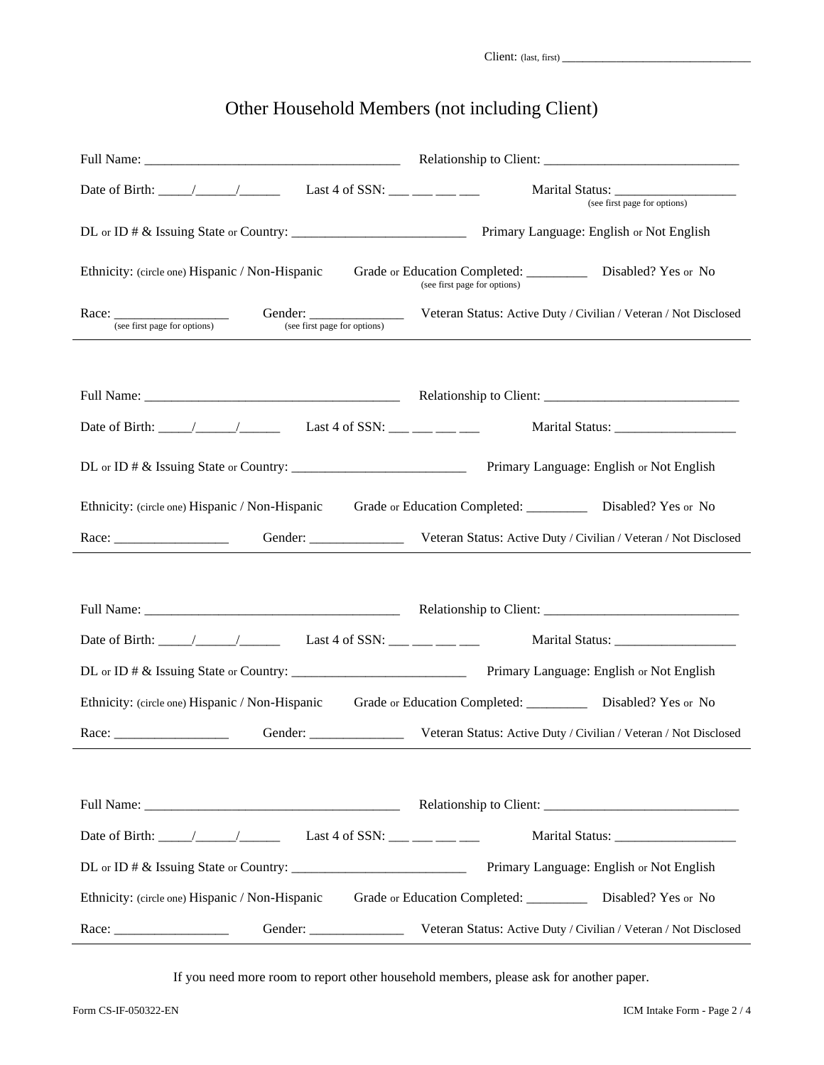Client: (last, first) ______________________________

# Other Household Members (not including Client)

Full Name: _____________________________________ Relationship to Client: ____________________________

Date of Birth: _____/______/______ Last 4 of SSN: ___ ___ ___ ___ Marital Status: __________________ (see first page for options)

DL or ID # & Issuing State or Country: __________________________ Primary Language: English or Not English

Ethnicity: (circle one) Hispanic / Non-Hispanic Grade or Education Completed: _________ (see first page for options) Disabled? Yes or No

Race: _________________ (see first page for options) Gender: ______________ (see first page for options) Veteran Status: Active Duty / Civilian / Veteran / Not Disclosed

---

Full Name: _____________________________________ Relationship to Client: ____________________________

Date of Birth: _____/______/______ Last 4 of SSN: ___ ___ ___ ___ Marital Status: __________________

DL or ID # & Issuing State or Country: __________________________ Primary Language: English or Not English

Ethnicity: (circle one) Hispanic / Non-Hispanic Grade or Education Completed: _________ Disabled? Yes or No

Race: _________________ Gender: ______________ Veteran Status: Active Duty / Civilian / Veteran / Not Disclosed

---

Full Name: _____________________________________ Relationship to Client: ____________________________

Date of Birth: _____/______/______ Last 4 of SSN: ___ ___ ___ ___ Marital Status: __________________

DL or ID # & Issuing State or Country: __________________________ Primary Language: English or Not English

Ethnicity: (circle one) Hispanic / Non-Hispanic Grade or Education Completed: _________ Disabled? Yes or No

Race: _________________ Gender: ______________ Veteran Status: Active Duty / Civilian / Veteran / Not Disclosed

---

Full Name: _____________________________________ Relationship to Client: ____________________________

Date of Birth: _____/______/______ Last 4 of SSN: ___ ___ ___ ___ Marital Status: __________________

DL or ID # & Issuing State or Country: __________________________ Primary Language: English or Not English

Ethnicity: (circle one) Hispanic / Non-Hispanic Grade or Education Completed: _________ Disabled? Yes or No

Race: _________________ Gender: ______________ Veteran Status: Active Duty / Civilian / Veteran / Not Disclosed

---

If you need more room to report other household members, please ask for another paper.

Form CS-IF-050322-EN ICM Intake Form - Page 2 / 4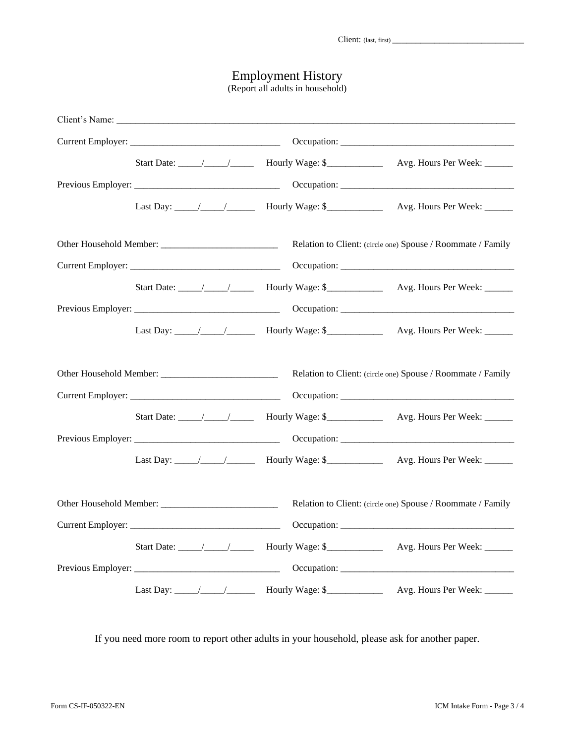Client: (last, first) ______________________________

# Employment History

(Report all adults in household)

Client's Name: ____________________________________________________________________________________

Current Employer: _______________________________ Occupation: ____________________________________

Start Date: _____/_____/_____ Hourly Wage: $___________ Avg. Hours Per Week: ______

Previous Employer: ______________________________ Occupation: ____________________________________

Last Day: _____/_____/______ Hourly Wage: $___________ Avg. Hours Per Week: ______

Other Household Member: ________________________ Relation to Client: (circle one) Spouse / Roommate / Family

Current Employer: _______________________________ Occupation: ____________________________________

Start Date: _____/_____/_____ Hourly Wage: $___________ Avg. Hours Per Week: ______

Previous Employer: ______________________________ Occupation: ____________________________________

Last Day: _____/_____/______ Hourly Wage: $___________ Avg. Hours Per Week: ______

Other Household Member: ________________________ Relation to Client: (circle one) Spouse / Roommate / Family

Current Employer: _______________________________ Occupation: ____________________________________

Start Date: _____/_____/_____ Hourly Wage: $___________ Avg. Hours Per Week: ______

Previous Employer: ______________________________ Occupation: ____________________________________

Last Day: _____/_____/______ Hourly Wage: $___________ Avg. Hours Per Week: ______

Other Household Member: ________________________ Relation to Client: (circle one) Spouse / Roommate / Family

Current Employer: _______________________________ Occupation: ____________________________________

Start Date: _____/_____/_____ Hourly Wage: $___________ Avg. Hours Per Week: ______

Previous Employer: ______________________________ Occupation: ____________________________________

Last Day: _____/_____/______ Hourly Wage: $___________ Avg. Hours Per Week: ______

If you need more room to report other adults in your household, please ask for another paper.

Form CS-IF-050322-EN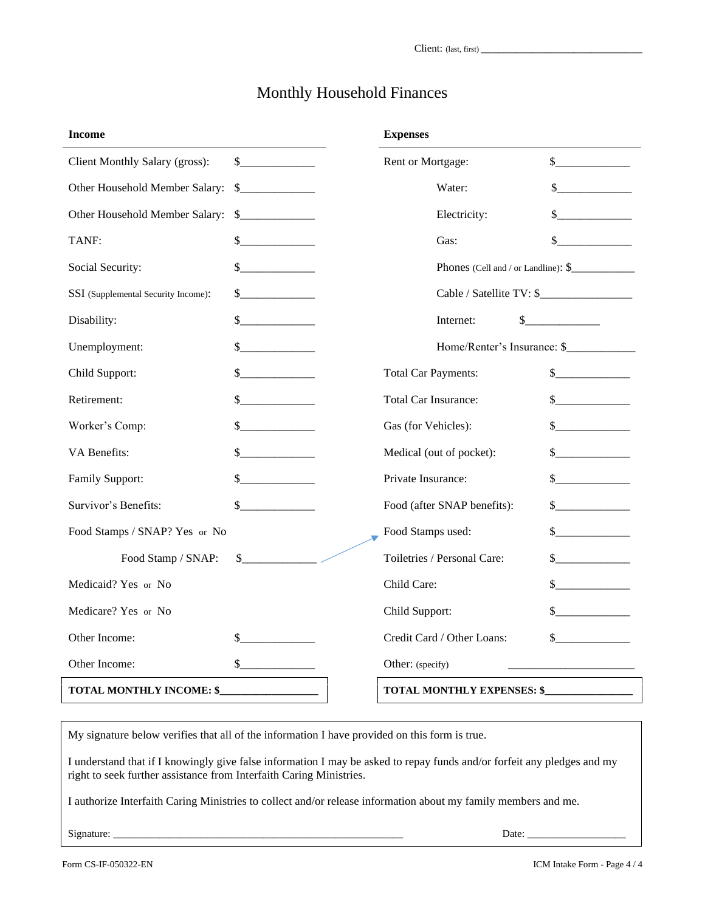Client: (last, first) ________________________________

# Monthly Household Finances

| **Income** | | **Expenses** | |
|---|---|---|---|
| Client Monthly Salary (gross): | $____________ | Rent or Mortgage: | $____________ |
| Other Household Member Salary: | $____________ | Water: | $____________ |
| Other Household Member Salary: | $____________ | Electricity: | $____________ |
| TANF: | $____________ | Gas: | $____________ |
| Social Security: | $____________ | Phones (Cell and / or Landline): | $____________ |
| SSI (Supplemental Security Income): | $____________ | Cable / Satellite TV: | $____________ |
| Disability: | $____________ | Internet: | $____________ |
| Unemployment: | $____________ | Home/Renter's Insurance: | $____________ |
| Child Support: | $____________ | Total Car Payments: | $____________ |
| Retirement: | $____________ | Total Car Insurance: | $____________ |
| Worker's Comp: | $____________ | Gas (for Vehicles): | $____________ |
| VA Benefits: | $____________ | Medical (out of pocket): | $____________ |
| Family Support: | $____________ | Private Insurance: | $____________ |
| Survivor's Benefits: | $____________ | Food (after SNAP benefits): | $____________ |
| Food Stamps / SNAP? Yes or No | | Food Stamps used: | $____________ |
| Food Stamp / SNAP: | $____________ | Toiletries / Personal Care: | $____________ |
| Medicaid? Yes or No | | Child Care: | $____________ |
| Medicare? Yes or No | | Child Support: | $____________ |
| Other Income: | $____________ | Credit Card / Other Loans: | $____________ |
| Other Income: | $____________ | Other: (specify) | ____________________ |
| **TOTAL MONTHLY INCOME: $__________________** | | **TOTAL MONTHLY EXPENSES: $________________** | |

My signature below verifies that all of the information I have provided on this form is true.

I understand that if I knowingly give false information I may be asked to repay funds and/or forfeit any pledges and my right to seek further assistance from Interfaith Caring Ministries.

I authorize Interfaith Caring Ministries to collect and/or release information about my family members and me.

Signature: ________________________________________________________ Date: ___________________

Form CS-IF-050322-EN